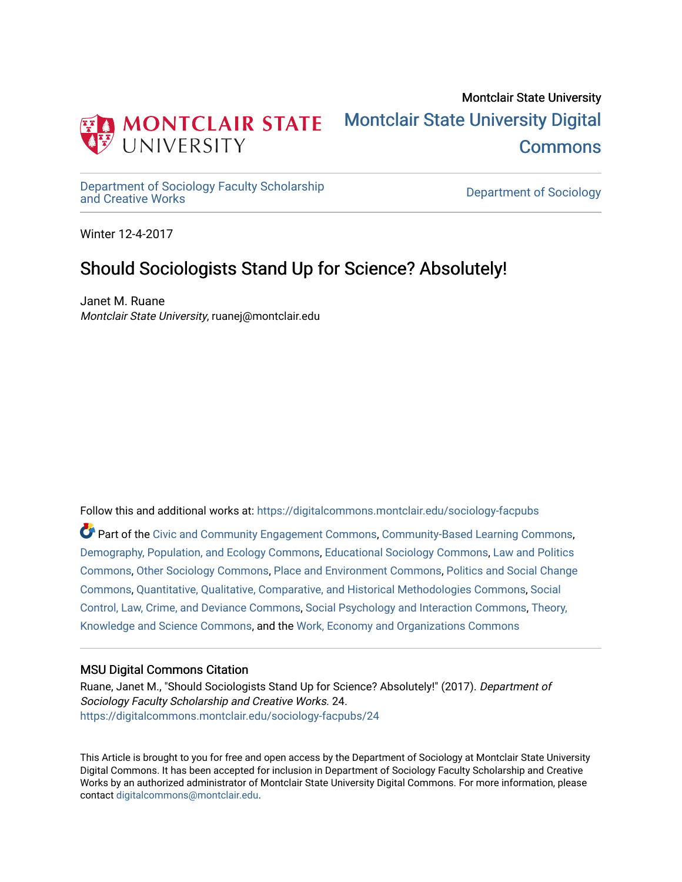Montclair State University

MONTCLAIR STATE UNIVERSITY

Montclair State University Digital Commons

Department of Sociology Faculty Scholarship and Creative Works

Department of Sociology

Winter 12-4-2017

# Should Sociologists Stand Up for Science? Absolutely!

Janet M. Ruane
*Montclair State University*, ruanej@montclair.edu

Follow this and additional works at: https://digitalcommons.montclair.edu/sociology-facpubs

Part of the Civic and Community Engagement Commons, Community-Based Learning Commons, Demography, Population, and Ecology Commons, Educational Sociology Commons, Law and Politics Commons, Other Sociology Commons, Place and Environment Commons, Politics and Social Change Commons, Quantitative, Qualitative, Comparative, and Historical Methodologies Commons, Social Control, Law, Crime, and Deviance Commons, Social Psychology and Interaction Commons, Theory, Knowledge and Science Commons, and the Work, Economy and Organizations Commons

## MSU Digital Commons Citation

Ruane, Janet M., "Should Sociologists Stand Up for Science? Absolutely!" (2017). *Department of Sociology Faculty Scholarship and Creative Works*. 24.
https://digitalcommons.montclair.edu/sociology-facpubs/24

This Article is brought to you for free and open access by the Department of Sociology at Montclair State University Digital Commons. It has been accepted for inclusion in Department of Sociology Faculty Scholarship and Creative Works by an authorized administrator of Montclair State University Digital Commons. For more information, please contact digitalcommons@montclair.edu.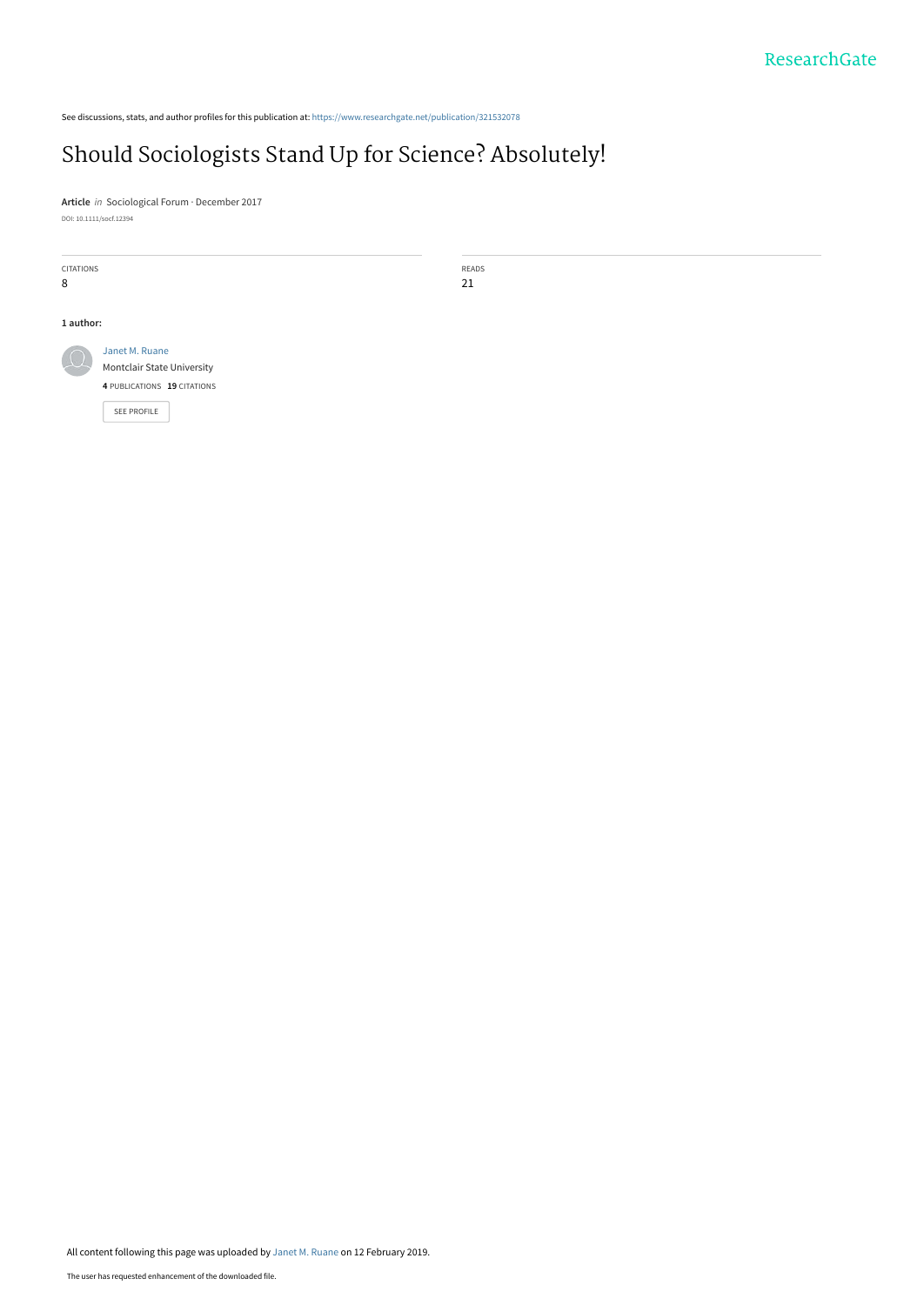See discussions, stats, and author profiles for this publication at: https://www.researchgate.net/publication/321532078

# Should Sociologists Stand Up for Science? Absolutely!

**Article** *in* Sociological Forum · December 2017

DOI: 10.1111/socf.12394

| CITATIONS | READS |
|---|---|
| 8 | 21 |

**1 author:**

Janet M. Ruane
Montclair State University
**4** PUBLICATIONS **19** CITATIONS

SEE PROFILE

All content following this page was uploaded by Janet M. Ruane on 12 February 2019.

The user has requested enhancement of the downloaded file.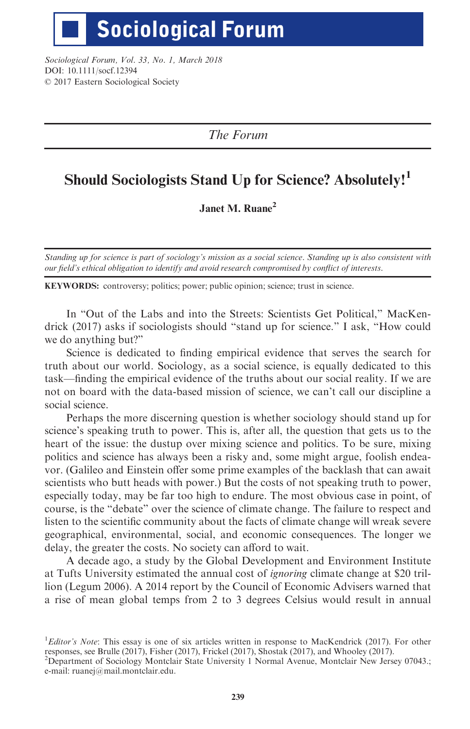*The Forum*

# Should Sociologists Stand Up for Science? Absolutely![1]

**Janet M. Ruane**[2]

*Standing up for science is part of sociology's mission as a social science. Standing up is also consistent with our field's ethical obligation to identify and avoid research compromised by conflict of interests.*

**KEYWORDS:** controversy; politics; power; public opinion; science; trust in science.

In "Out of the Labs and into the Streets: Scientists Get Political," MacKendrick (2017) asks if sociologists should "stand up for science." I ask, "How could we do anything but?"

Science is dedicated to finding empirical evidence that serves the search for truth about our world. Sociology, as a social science, is equally dedicated to this task—finding the empirical evidence of the truths about our social reality. If we are not on board with the data-based mission of science, we can't call our discipline a social science.

Perhaps the more discerning question is whether sociology should stand up for science's speaking truth to power. This is, after all, the question that gets us to the heart of the issue: the dustup over mixing science and politics. To be sure, mixing politics and science has always been a risky and, some might argue, foolish endeavor. (Galileo and Einstein offer some prime examples of the backlash that can await scientists who butt heads with power.) But the costs of not speaking truth to power, especially today, may be far too high to endure. The most obvious case in point, of course, is the "debate" over the science of climate change. The failure to respect and listen to the scientific community about the facts of climate change will wreak severe geographical, environmental, social, and economic consequences. The longer we delay, the greater the costs. No society can afford to wait.

A decade ago, a study by the Global Development and Environment Institute at Tufts University estimated the annual cost of *ignoring* climate change at $20 trillion (Legum 2006). A 2014 report by the Council of Economic Advisers warned that a rise of mean global temps from 2 to 3 degrees Celsius would result in annual

---

[1] *Editor's Note*: This essay is one of six articles written in response to MacKendrick (2017). For other responses, see Brulle (2017), Fisher (2017), Frickel (2017), Shostak (2017), and Whooley (2017).

[2] Department of Sociology Montclair State University 1 Normal Avenue, Montclair New Jersey 07043.; e-mail: ruanej@mail.montclair.edu.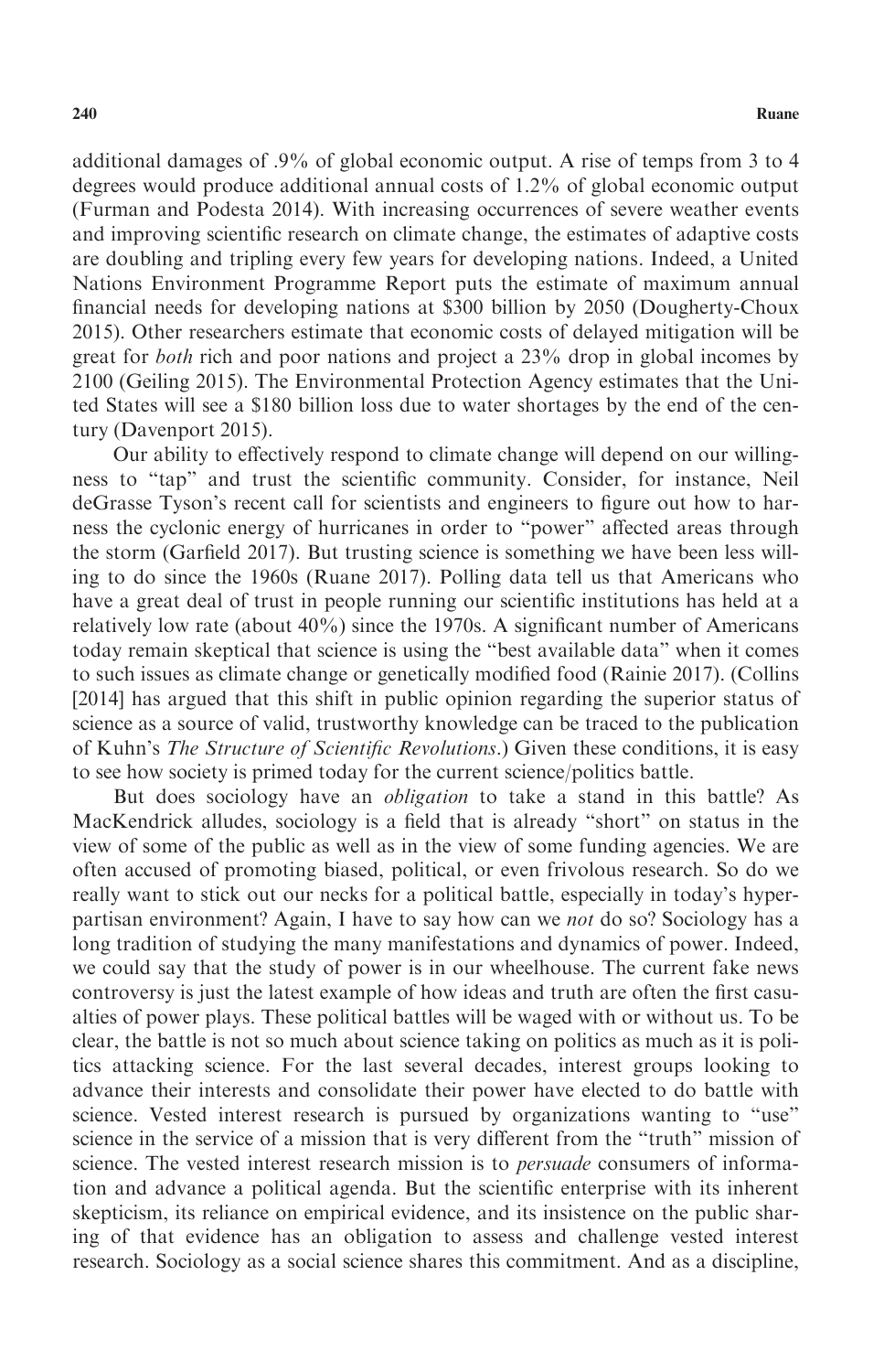additional damages of .9% of global economic output. A rise of temps from 3 to 4 degrees would produce additional annual costs of 1.2% of global economic output (Furman and Podesta 2014). With increasing occurrences of severe weather events and improving scientific research on climate change, the estimates of adaptive costs are doubling and tripling every few years for developing nations. Indeed, a United Nations Environment Programme Report puts the estimate of maximum annual financial needs for developing nations at $300 billion by 2050 (Dougherty-Choux 2015). Other researchers estimate that economic costs of delayed mitigation will be great for *both* rich and poor nations and project a 23% drop in global incomes by 2100 (Geiling 2015). The Environmental Protection Agency estimates that the United States will see a $180 billion loss due to water shortages by the end of the century (Davenport 2015).

Our ability to effectively respond to climate change will depend on our willingness to "tap" and trust the scientific community. Consider, for instance, Neil deGrasse Tyson's recent call for scientists and engineers to figure out how to harness the cyclonic energy of hurricanes in order to "power" affected areas through the storm (Garfield 2017). But trusting science is something we have been less willing to do since the 1960s (Ruane 2017). Polling data tell us that Americans who have a great deal of trust in people running our scientific institutions has held at a relatively low rate (about 40%) since the 1970s. A significant number of Americans today remain skeptical that science is using the "best available data" when it comes to such issues as climate change or genetically modified food (Rainie 2017). (Collins [2014] has argued that this shift in public opinion regarding the superior status of science as a source of valid, trustworthy knowledge can be traced to the publication of Kuhn's *The Structure of Scientific Revolutions*.) Given these conditions, it is easy to see how society is primed today for the current science/politics battle.

But does sociology have an *obligation* to take a stand in this battle? As MacKendrick alludes, sociology is a field that is already "short" on status in the view of some of the public as well as in the view of some funding agencies. We are often accused of promoting biased, political, or even frivolous research. So do we really want to stick out our necks for a political battle, especially in today's hyper-partisan environment? Again, I have to say how can we *not* do so? Sociology has a long tradition of studying the many manifestations and dynamics of power. Indeed, we could say that the study of power is in our wheelhouse. The current fake news controversy is just the latest example of how ideas and truth are often the first casualties of power plays. These political battles will be waged with or without us. To be clear, the battle is not so much about science taking on politics as much as it is politics attacking science. For the last several decades, interest groups looking to advance their interests and consolidate their power have elected to do battle with science. Vested interest research is pursued by organizations wanting to "use" science in the service of a mission that is very different from the "truth" mission of science. The vested interest research mission is to *persuade* consumers of information and advance a political agenda. But the scientific enterprise with its inherent skepticism, its reliance on empirical evidence, and its insistence on the public sharing of that evidence has an obligation to assess and challenge vested interest research. Sociology as a social science shares this commitment. And as a discipline,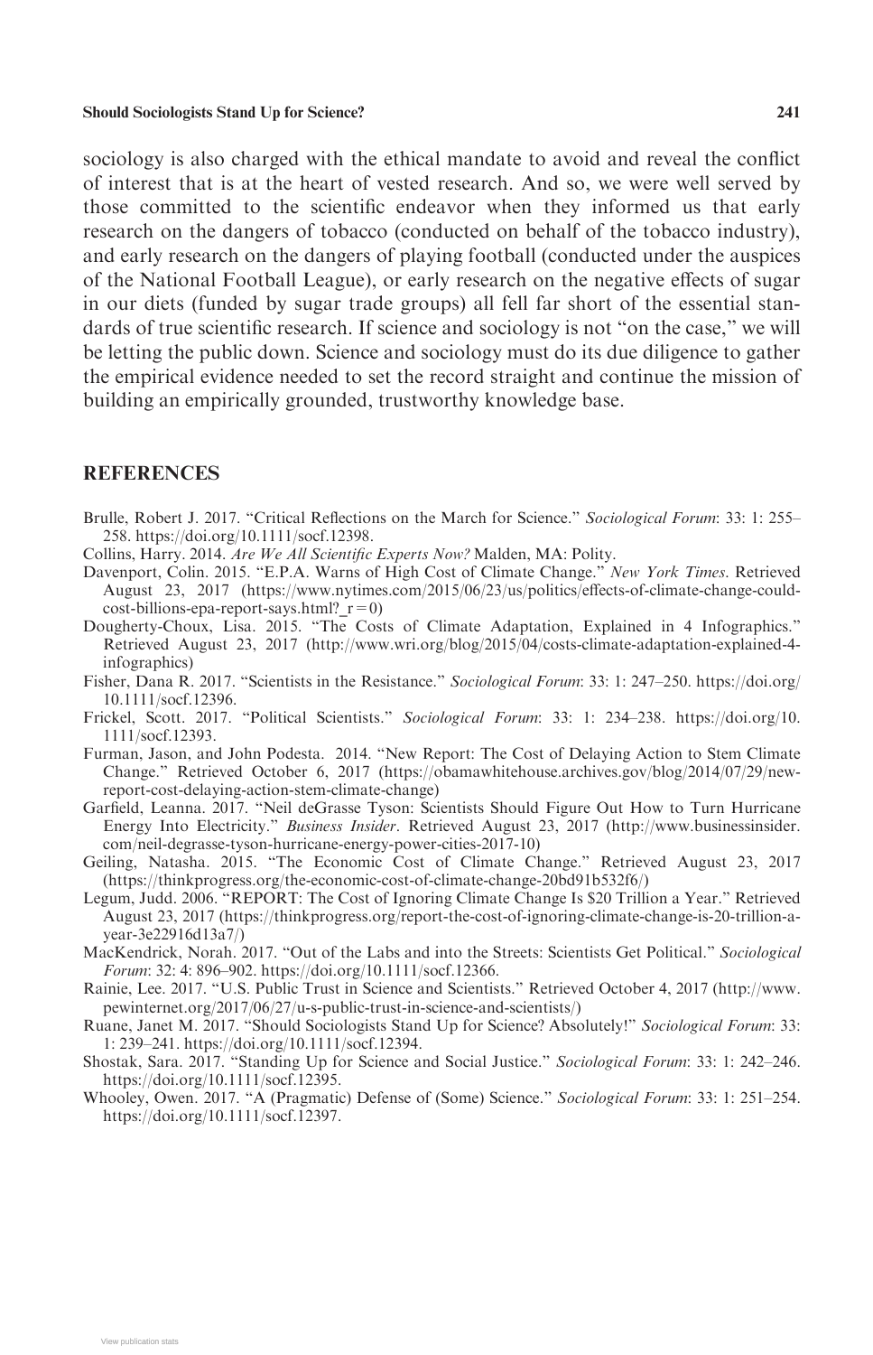sociology is also charged with the ethical mandate to avoid and reveal the conflict of interest that is at the heart of vested research. And so, we were well served by those committed to the scientific endeavor when they informed us that early research on the dangers of tobacco (conducted on behalf of the tobacco industry), and early research on the dangers of playing football (conducted under the auspices of the National Football League), or early research on the negative effects of sugar in our diets (funded by sugar trade groups) all fell far short of the essential standards of true scientific research. If science and sociology is not "on the case," we will be letting the public down. Science and sociology must do its due diligence to gather the empirical evidence needed to set the record straight and continue the mission of building an empirically grounded, trustworthy knowledge base.

## REFERENCES

Brulle, Robert J. 2017. "Critical Reflections on the March for Science." *Sociological Forum*: 33: 1: 255–258. https://doi.org/10.1111/socf.12398.

Collins, Harry. 2014. *Are We All Scientific Experts Now?* Malden, MA: Polity.

Davenport, Colin. 2015. "E.P.A. Warns of High Cost of Climate Change." *New York Times*. Retrieved August 23, 2017 (https://www.nytimes.com/2015/06/23/us/politics/effects-of-climate-change-could-cost-billions-epa-report-says.html?_r=0)

Dougherty-Choux, Lisa. 2015. "The Costs of Climate Adaptation, Explained in 4 Infographics." Retrieved August 23, 2017 (http://www.wri.org/blog/2015/04/costs-climate-adaptation-explained-4-infographics)

Fisher, Dana R. 2017. "Scientists in the Resistance." *Sociological Forum*: 33: 1: 247–250. https://doi.org/10.1111/socf.12396.

Frickel, Scott. 2017. "Political Scientists." *Sociological Forum*: 33: 1: 234–238. https://doi.org/10.1111/socf.12393.

Furman, Jason, and John Podesta. 2014. "New Report: The Cost of Delaying Action to Stem Climate Change." Retrieved October 6, 2017 (https://obamawhitehouse.archives.gov/blog/2014/07/29/new-report-cost-delaying-action-stem-climate-change)

Garfield, Leanna. 2017. "Neil deGrasse Tyson: Scientists Should Figure Out How to Turn Hurricane Energy Into Electricity." *Business Insider*. Retrieved August 23, 2017 (http://www.businessinsider.com/neil-degrasse-tyson-hurricane-energy-power-cities-2017-10)

Geiling, Natasha. 2015. "The Economic Cost of Climate Change." Retrieved August 23, 2017 (https://thinkprogress.org/the-economic-cost-of-climate-change-20bd91b532f6/)

Legum, Judd. 2006. "REPORT: The Cost of Ignoring Climate Change Is $20 Trillion a Year." Retrieved August 23, 2017 (https://thinkprogress.org/report-the-cost-of-ignoring-climate-change-is-20-trillion-a-year-3e22916d13a7/)

MacKendrick, Norah. 2017. "Out of the Labs and into the Streets: Scientists Get Political." *Sociological Forum*: 32: 4: 896–902. https://doi.org/10.1111/socf.12366.

Rainie, Lee. 2017. "U.S. Public Trust in Science and Scientists." Retrieved October 4, 2017 (http://www.pewinternet.org/2017/06/27/u-s-public-trust-in-science-and-scientists/)

Ruane, Janet M. 2017. "Should Sociologists Stand Up for Science? Absolutely!" *Sociological Forum*: 33: 1: 239–241. https://doi.org/10.1111/socf.12394.

Shostak, Sara. 2017. "Standing Up for Science and Social Justice." *Sociological Forum*: 33: 1: 242–246. https://doi.org/10.1111/socf.12395.

Whooley, Owen. 2017. "A (Pragmatic) Defense of (Some) Science." *Sociological Forum*: 33: 1: 251–254. https://doi.org/10.1111/socf.12397.